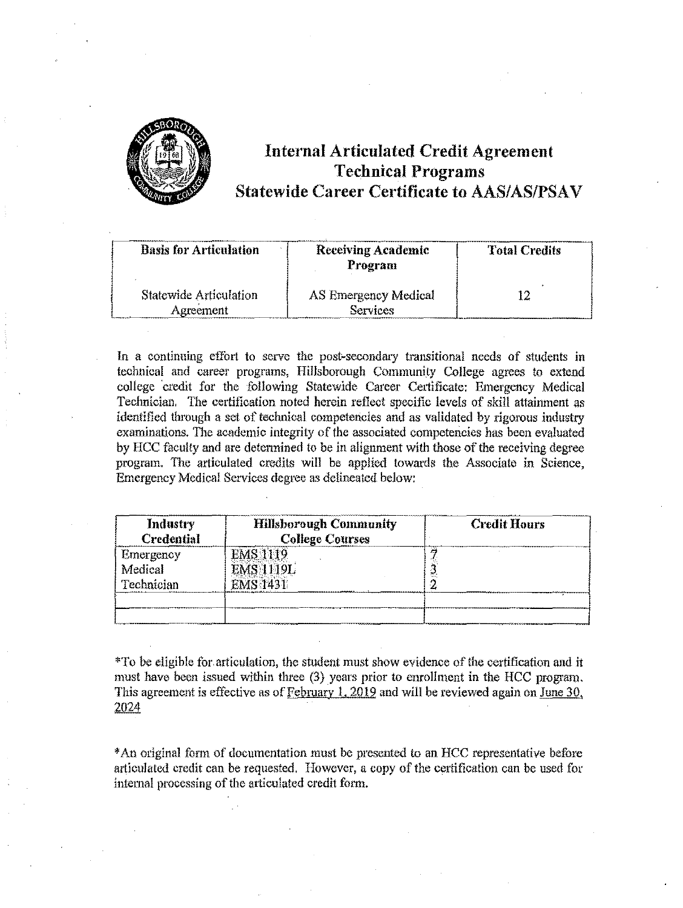# Internal Articulated Credit Agreement
# Technical Programs
# Statewide Career Certificate to AAS/AS/PSAV

| Basis for Articulation | Receiving Academic Program | Total Credits |
|---|---|---|
| Statewide Articulation Agreement | AS Emergency Medical Services | 12 |

In a continuing effort to serve the post-secondary transitional needs of students in technical and career programs, Hillsborough Community College agrees to extend college credit for the following Statewide Career Certificate: Emergency Medical Technician. The certification noted herein reflect specific levels of skill attainment as identified through a set of technical competencies and as validated by rigorous industry examinations. The academic integrity of the associated competencies has been evaluated by HCC faculty and are determined to be in alignment with those of the receiving degree program. The articulated credits will be applied towards the Associate in Science, Emergency Medical Services degree as delineated below:

| Industry Credential | Hillsborough Community College Courses | Credit Hours |
|---|---|---|
| Emergency Medical Technician | EMS 1119 | 7 |
| | EMS 1119L | 3 |
| | EMS 1431 | 2 |
| | | |
| | | |

*To be eligible for articulation, the student must show evidence of the certification and it must have been issued within three (3) years prior to enrollment in the HCC program. This agreement is effective as of February 1, 2019 and will be reviewed again on June 30, 2024

*An original form of documentation must be presented to an HCC representative before articulated credit can be requested. However, a copy of the certification can be used for internal processing of the articulated credit form.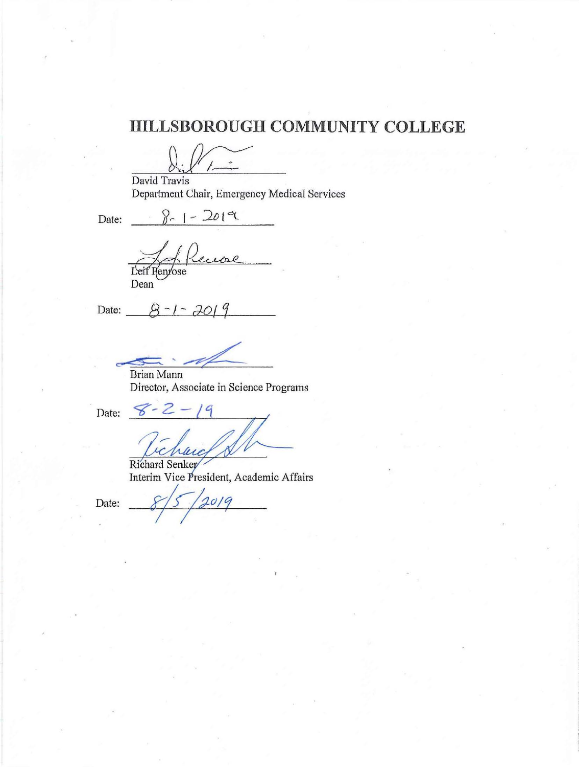# HILLSBOROUGH COMMUNITY COLLEGE

David Travis
Department Chair, Emergency Medical Services

Date: 8-1-2019

Leif Penrose
Dean

Date: 8-1-2019

Brian Mann
Director, Associate in Science Programs

Date: 8-2-19

Richard Senker
Interim Vice President, Academic Affairs

Date: 8/5/2019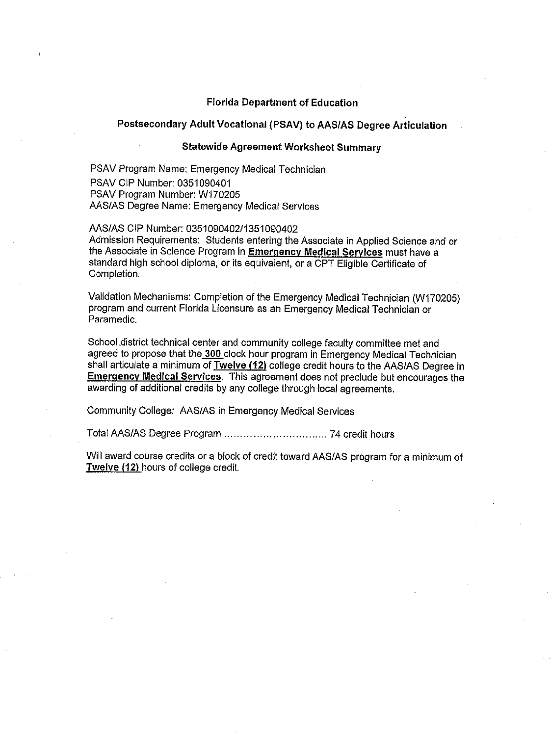**Florida Department of Education**

**Postsecondary Adult Vocational (PSAV) to AAS/AS Degree Articulation**

**Statewide Agreement Worksheet Summary**

PSAV Program Name: Emergency Medical Technician
PSAV CIP Number: 0351090401
PSAV Program Number: W170205
AAS/AS Degree Name: Emergency Medical Services

AAS/AS CIP Number: 0351090402/1351090402
Admission Requirements: Students entering the Associate in Applied Science and or the Associate in Science Program in **Emergency Medical Services** must have a standard high school diploma, or its equivalent, or a CPT Eligible Certificate of Completion.

Validation Mechanisms: Completion of the Emergency Medical Technician (W170205) program and current Florida Licensure as an Emergency Medical Technician or Paramedic.

School district technical center and community college faculty committee met and agreed to propose that the **300** clock hour program in Emergency Medical Technician shall articulate a minimum of **Twelve (12)** college credit hours to the AAS/AS Degree in **Emergency Medical Services**. This agreement does not preclude but encourages the awarding of additional credits by any college through local agreements.

Community College: AAS/AS in Emergency Medical Services

Total AAS/AS Degree Program ................................ 74 credit hours

Will award course credits or a block of credit toward AAS/AS program for a minimum of **Twelve (12)** hours of college credit.